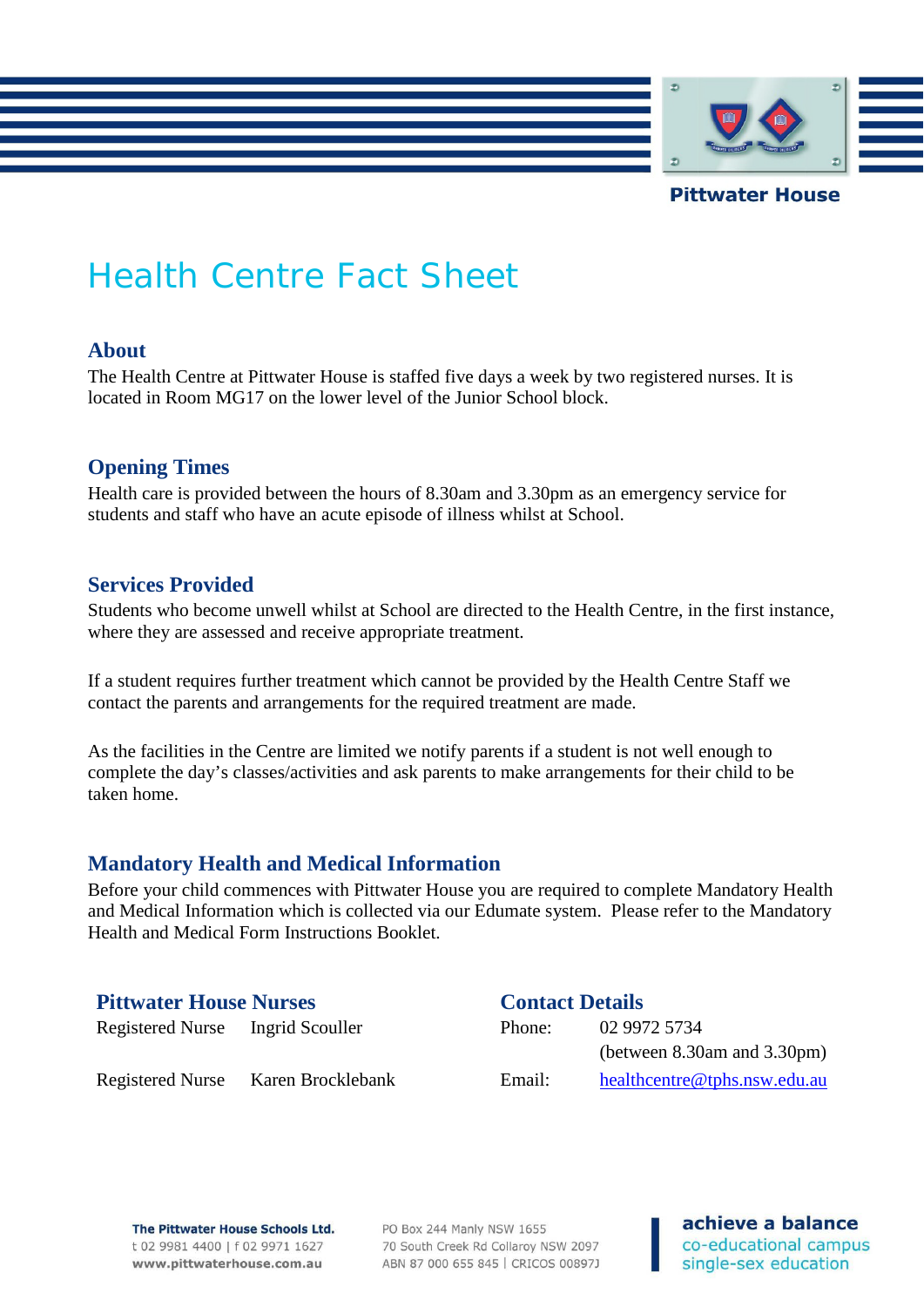Pittwater House

# Health Centre Fact Sheet

## About

The Health Centre at Pittwater House is staffed five days a week by two registered nurses. It is located in Room MG17 on the lower level of the Junior School block.

## Opening Times

Health care is provided between the hours of 8.30am and 3.30pm as an emergency service for students and staff who have an acute episode of illness whilst at School.

## Services Provided

Students who become unwell whilst at School are directed to the Health Centre, in the first instance, where they are assessed and receive appropriate treatment.

If a student requires further treatment which cannot be provided by the Health Centre Staff we contact the parents and arrangements for the required treatment are made.

As the facilities in the Centre are limited we notify parents if a student is not well enough to complete the day's classes/activities and ask parents to make arrangements for their child to be taken home.

## Mandatory Health and Medical Information

Before your child commences with Pittwater House you are required to complete Mandatory Health and Medical Information which is collected via our Edumate system. Please refer to the Mandatory Health and Medical Form Instructions Booklet.

## Pittwater House Nurses

| | |
|---|---|
| Registered Nurse | Ingrid Scouller |
| Registered Nurse | Karen Brocklebank |

## Contact Details

| | |
|---|---|
| Phone: | 02 9972 5734 (between 8.30am and 3.30pm) |
| Email: | healthcentre@tphs.nsw.edu.au |

**The Pittwater House Schools Ltd.**
t 02 9981 4400 | f 02 9971 1627
**www.pittwaterhouse.com.au**

PO Box 244 Manly NSW 1655
70 South Creek Rd Collaroy NSW 2097
ABN 87 000 655 845 | CRICOS 00897J

**achieve a balance**
co-educational campus
single-sex education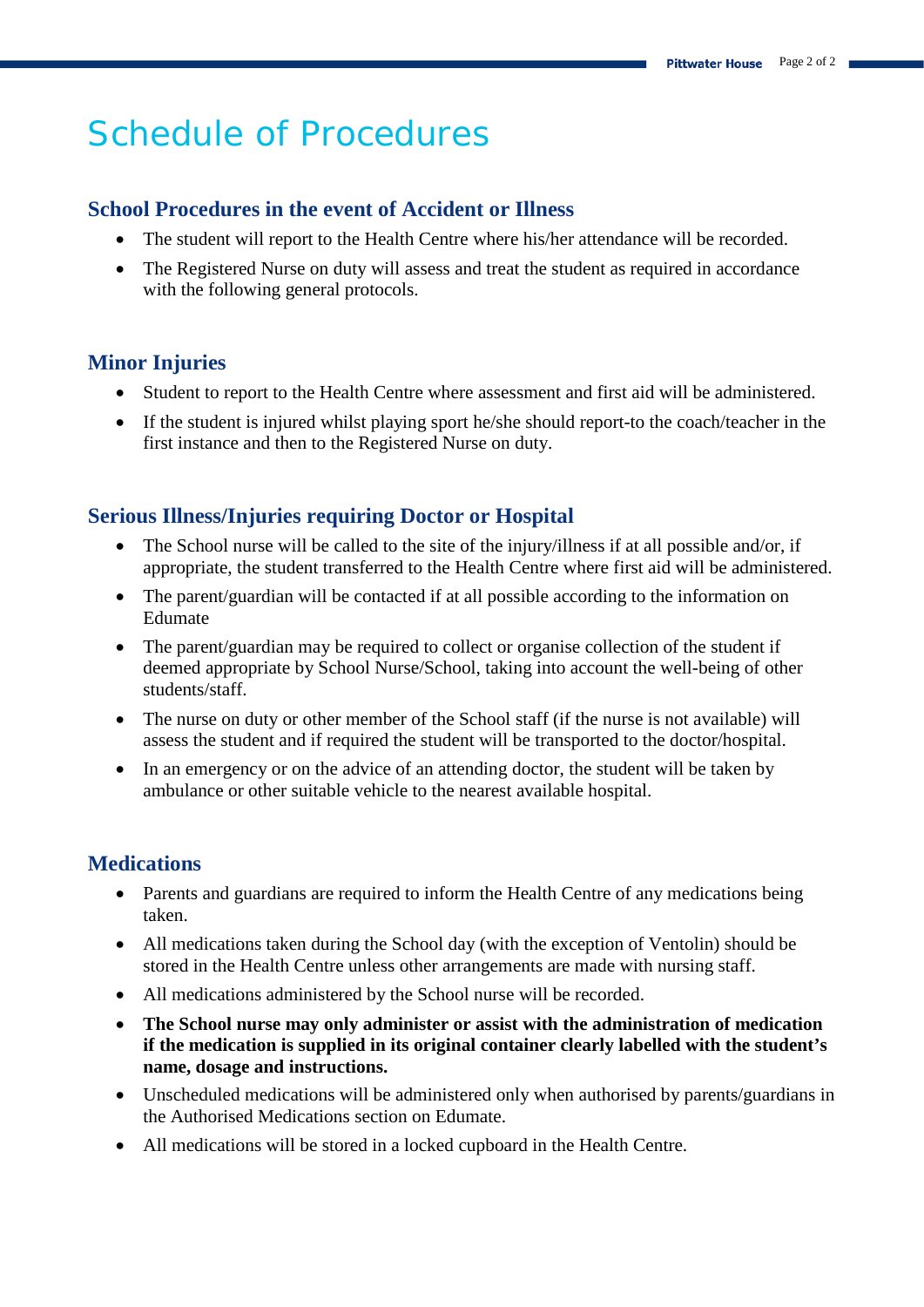# Schedule of Procedures

## School Procedures in the event of Accident or Illness

- The student will report to the Health Centre where his/her attendance will be recorded.
- The Registered Nurse on duty will assess and treat the student as required in accordance with the following general protocols.

## Minor Injuries

- Student to report to the Health Centre where assessment and first aid will be administered.
- If the student is injured whilst playing sport he/she should report-to the coach/teacher in the first instance and then to the Registered Nurse on duty.

## Serious Illness/Injuries requiring Doctor or Hospital

- The School nurse will be called to the site of the injury/illness if at all possible and/or, if appropriate, the student transferred to the Health Centre where first aid will be administered.
- The parent/guardian will be contacted if at all possible according to the information on Edumate
- The parent/guardian may be required to collect or organise collection of the student if deemed appropriate by School Nurse/School, taking into account the well-being of other students/staff.
- The nurse on duty or other member of the School staff (if the nurse is not available) will assess the student and if required the student will be transported to the doctor/hospital.
- In an emergency or on the advice of an attending doctor, the student will be taken by ambulance or other suitable vehicle to the nearest available hospital.

## Medications

- Parents and guardians are required to inform the Health Centre of any medications being taken.
- All medications taken during the School day (with the exception of Ventolin) should be stored in the Health Centre unless other arrangements are made with nursing staff.
- All medications administered by the School nurse will be recorded.
- **The School nurse may only administer or assist with the administration of medication if the medication is supplied in its original container clearly labelled with the student's name, dosage and instructions.**
- Unscheduled medications will be administered only when authorised by parents/guardians in the Authorised Medications section on Edumate.
- All medications will be stored in a locked cupboard in the Health Centre.